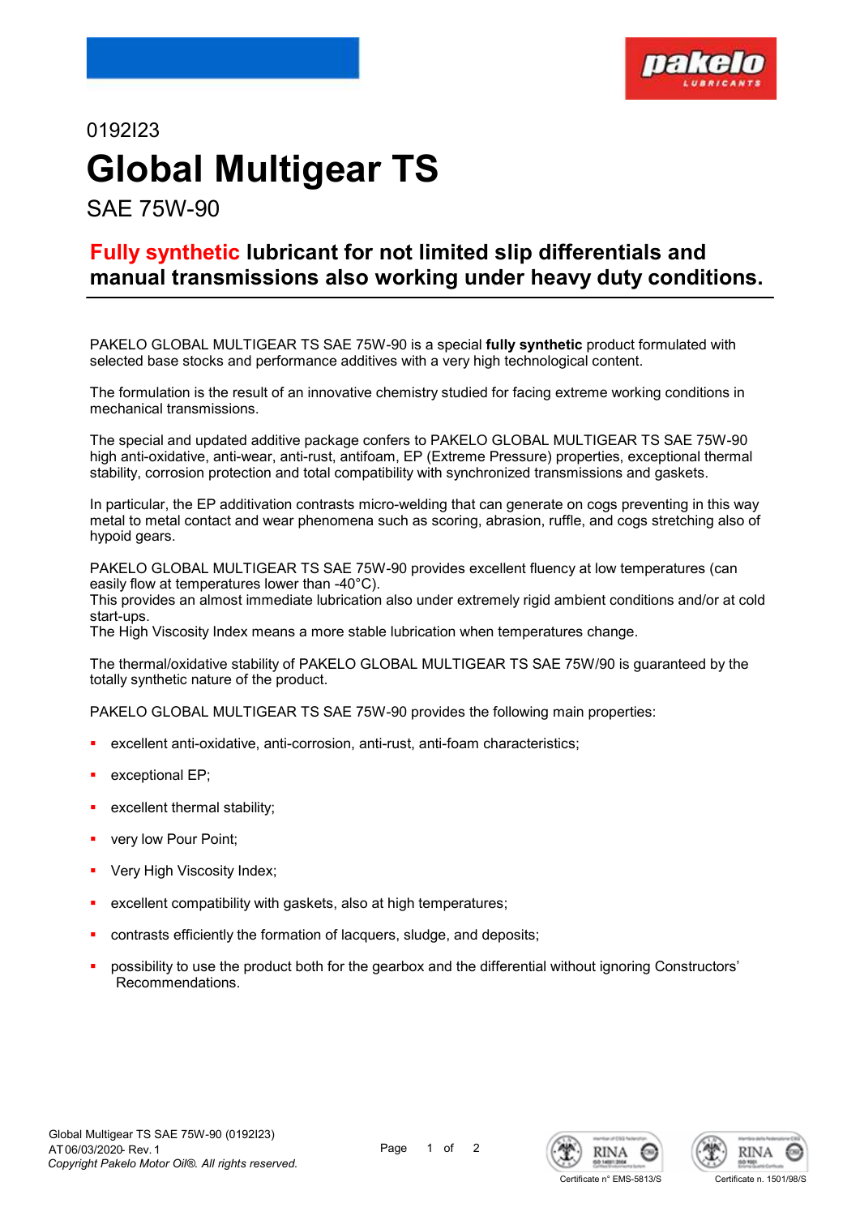0192I23

# Global Multigear TS

SAE 75W-90

## Fully synthetic lubricant for not limited slip differentials and manual transmissions also working under heavy duty conditions.

PAKELO GLOBAL MULTIGEAR TS SAE 75W-90 is a special **fully synthetic** product formulated with selected base stocks and performance additives with a very high technological content.

The formulation is the result of an innovative chemistry studied for facing extreme working conditions in mechanical transmissions.

The special and updated additive package confers to PAKELO GLOBAL MULTIGEAR TS SAE 75W-90 high anti-oxidative, anti-wear, anti-rust, antifoam, EP (Extreme Pressure) properties, exceptional thermal stability, corrosion protection and total compatibility with synchronized transmissions and gaskets.

In particular, the EP additivation contrasts micro-welding that can generate on cogs preventing in this way metal to metal contact and wear phenomena such as scoring, abrasion, ruffle, and cogs stretching also of hypoid gears.

PAKELO GLOBAL MULTIGEAR TS SAE 75W-90 provides excellent fluency at low temperatures (can easily flow at temperatures lower than -40°C).
This provides an almost immediate lubrication also under extremely rigid ambient conditions and/or at cold start-ups.
The High Viscosity Index means a more stable lubrication when temperatures change.

The thermal/oxidative stability of PAKELO GLOBAL MULTIGEAR TS SAE 75W/90 is guaranteed by the totally synthetic nature of the product.

PAKELO GLOBAL MULTIGEAR TS SAE 75W-90 provides the following main properties:

- excellent anti-oxidative, anti-corrosion, anti-rust, anti-foam characteristics;
- exceptional EP;
- excellent thermal stability;
- very low Pour Point;
- Very High Viscosity Index;
- excellent compatibility with gaskets, also at high temperatures;
- contrasts efficiently the formation of lacquers, sludge, and deposits;
- possibility to use the product both for the gearbox and the differential without ignoring Constructors' Recommendations.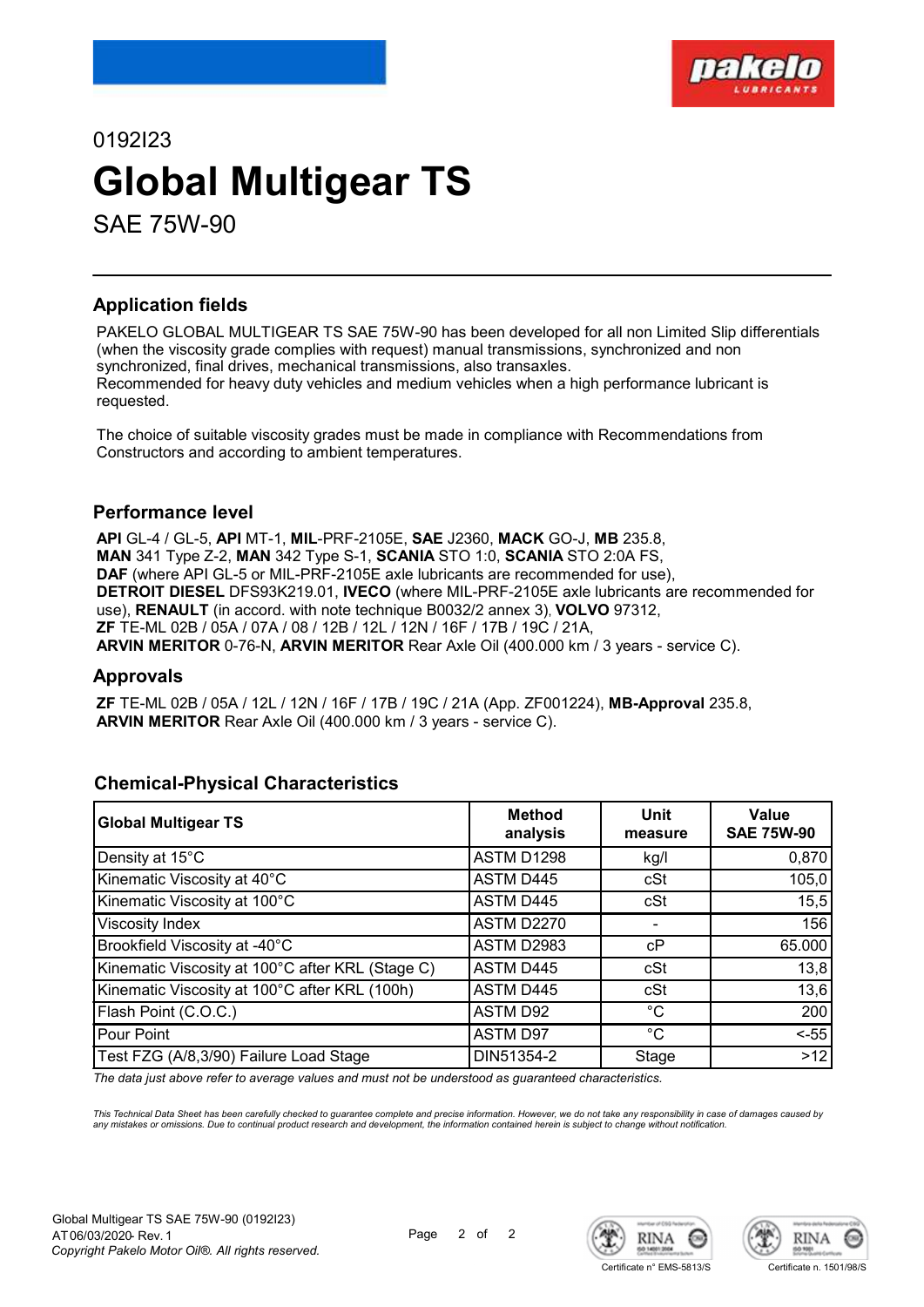0192I23

# Global Multigear TS

SAE 75W-90

## Application fields

PAKELO GLOBAL MULTIGEAR TS SAE 75W-90 has been developed for all non Limited Slip differentials (when the viscosity grade complies with request) manual transmissions, synchronized and non synchronized, final drives, mechanical transmissions, also transaxles.
Recommended for heavy duty vehicles and medium vehicles when a high performance lubricant is requested.

The choice of suitable viscosity grades must be made in compliance with Recommendations from Constructors and according to ambient temperatures.

## Performance level

**API** GL-4 / GL-5, **API** MT-1, **MIL**-PRF-2105E, **SAE** J2360, **MACK** GO-J, **MB** 235.8,
**MAN** 341 Type Z-2, **MAN** 342 Type S-1, **SCANIA** STO 1:0, **SCANIA** STO 2:0A FS,
**DAF** (where API GL-5 or MIL-PRF-2105E axle lubricants are recommended for use),
**DETROIT DIESEL** DFS93K219.01, **IVECO** (where MIL-PRF-2105E axle lubricants are recommended for use), **RENAULT** (in accord. with note technique B0032/2 annex 3), **VOLVO** 97312,
**ZF** TE-ML 02B / 05A / 07A / 08 / 12B / 12L / 12N / 16F / 17B / 19C / 21A,
**ARVIN MERITOR** 0-76-N, **ARVIN MERITOR** Rear Axle Oil (400.000 km / 3 years - service C).

## Approvals

**ZF** TE-ML 02B / 05A / 12L / 12N / 16F / 17B / 19C / 21A (App. ZF001224), **MB-Approval** 235.8,
**ARVIN MERITOR** Rear Axle Oil (400.000 km / 3 years - service C).

## Chemical-Physical Characteristics

| Global Multigear TS | Method analysis | Unit measure | Value SAE 75W-90 |
|---|---|---|---|
| Density at 15°C | ASTM D1298 | kg/l | 0,870 |
| Kinematic Viscosity at 40°C | ASTM D445 | cSt | 105,0 |
| Kinematic Viscosity at 100°C | ASTM D445 | cSt | 15,5 |
| Viscosity Index | ASTM D2270 | - | 156 |
| Brookfield Viscosity at -40°C | ASTM D2983 | cP | 65.000 |
| Kinematic Viscosity at 100°C after KRL (Stage C) | ASTM D445 | cSt | 13,8 |
| Kinematic Viscosity at 100°C after KRL (100h) | ASTM D445 | cSt | 13,6 |
| Flash Point (C.O.C.) | ASTM D92 | °C | 200 |
| Pour Point | ASTM D97 | °C | <-55 |
| Test FZG (A/8,3/90) Failure Load Stage | DIN51354-2 | Stage | >12 |

*The data just above refer to average values and must not be understood as guaranteed characteristics.*

*This Technical Data Sheet has been carefully checked to guarantee complete and precise information. However, we do not take any responsibility in case of damages caused by any mistakes or omissions. Due to continual product research and development, the information contained herein is subject to change without notification.*

Global Multigear TS SAE 75W-90 (0192I23)
AT 06/03/2020- Rev. 1
*Copyright Pakelo Motor Oil®. All rights reserved.*

Certificate n° EMS-5813/S

Certificate n. 1501/98/S